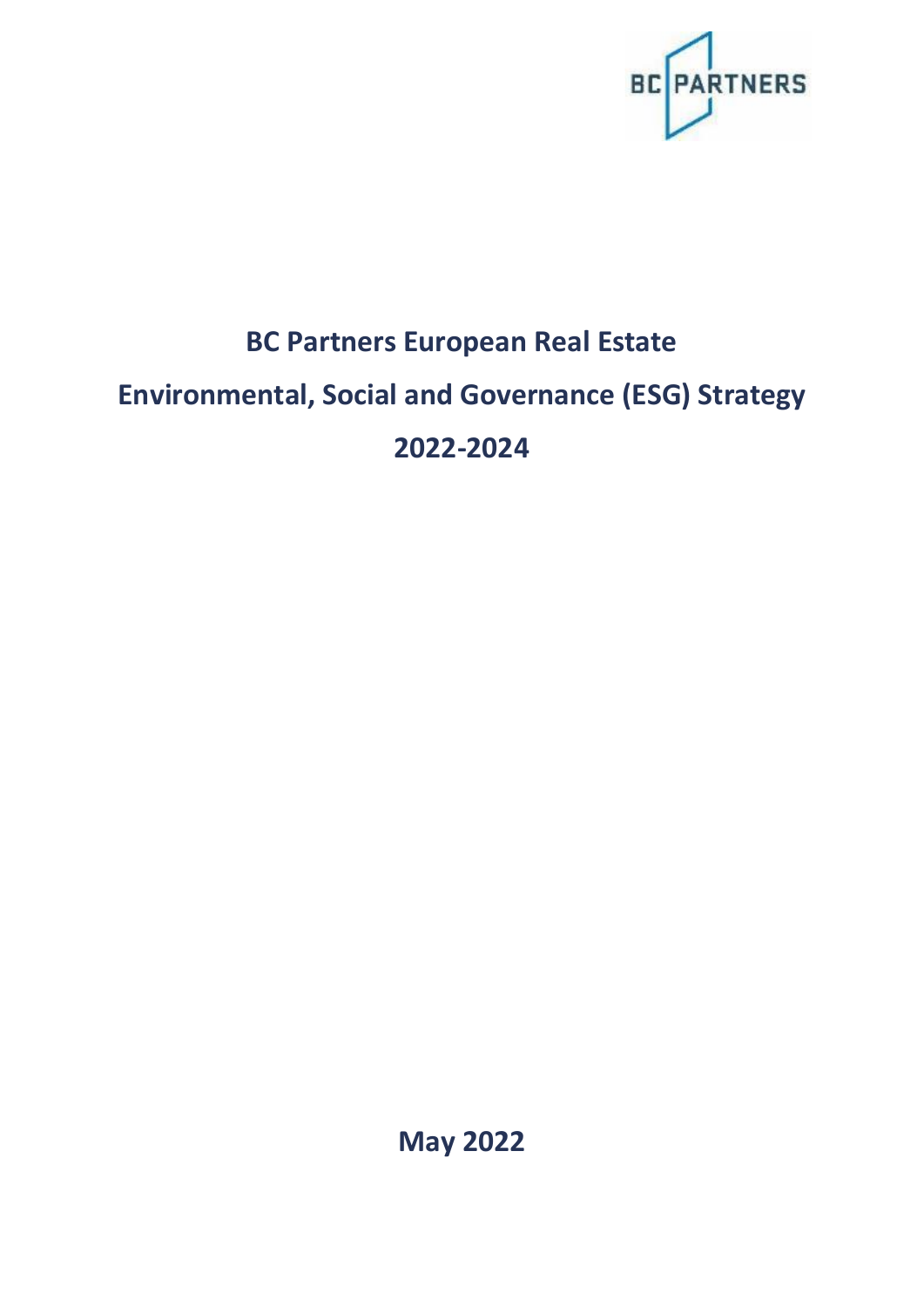# BC Partners European Real Estate

# Environmental, Social and Governance (ESG) Strategy

# 2022-2024

**May 2022**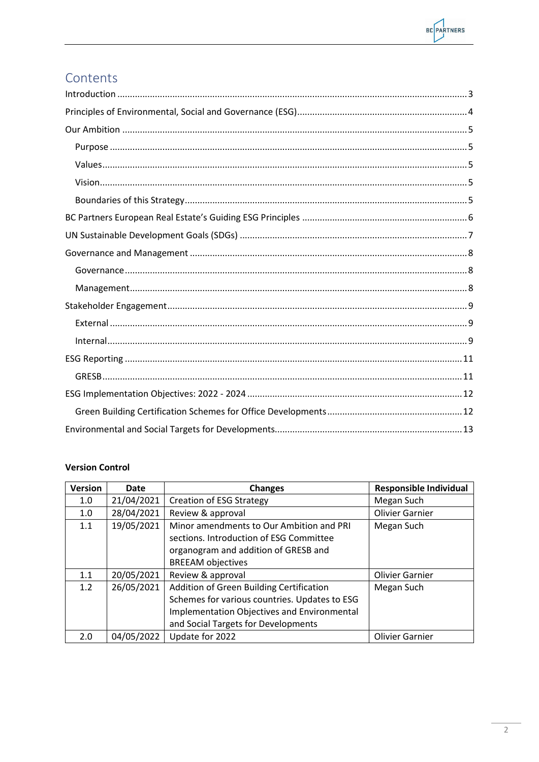# Contents

Introduction ........ 3

Principles of Environmental, Social and Governance (ESG) ........ 4

Our Ambition ........ 5

- Purpose ........ 5
- Values ........ 5
- Vision ........ 5
- Boundaries of this Strategy ........ 5

BC Partners European Real Estate's Guiding ESG Principles ........ 6

UN Sustainable Development Goals (SDGs) ........ 7

Governance and Management ........ 8

- Governance ........ 8
- Management ........ 8

Stakeholder Engagement ........ 9

- External ........ 9
- Internal ........ 9

ESG Reporting ........ 11

- GRESB ........ 11

ESG Implementation Objectives: 2022 - 2024 ........ 12

- Green Building Certification Schemes for Office Developments ........ 12

Environmental and Social Targets for Developments ........ 13

**Version Control**

| Version | Date | Changes | Responsible Individual |
|---|---|---|---|
| 1.0 | 21/04/2021 | Creation of ESG Strategy | Megan Such |
| 1.0 | 28/04/2021 | Review & approval | Olivier Garnier |
| 1.1 | 19/05/2021 | Minor amendments to Our Ambition and PRI sections. Introduction of ESG Committee organogram and addition of GRESB and BREEAM objectives | Megan Such |
| 1.1 | 20/05/2021 | Review & approval | Olivier Garnier |
| 1.2 | 26/05/2021 | Addition of Green Building Certification Schemes for various countries. Updates to ESG Implementation Objectives and Environmental and Social Targets for Developments | Megan Such |
| 2.0 | 04/05/2022 | Update for 2022 | Olivier Garnier |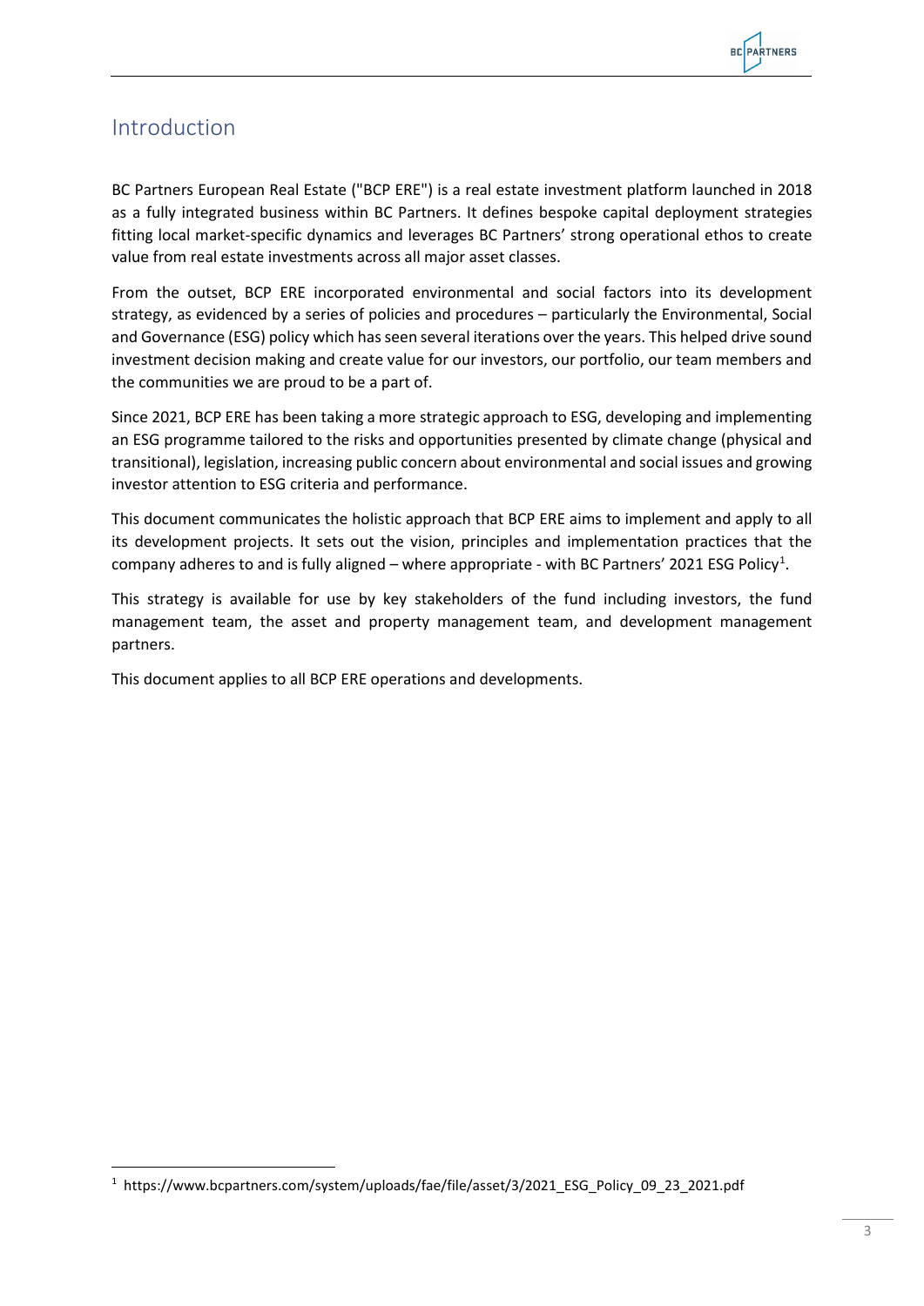# Introduction

BC Partners European Real Estate ("BCP ERE") is a real estate investment platform launched in 2018 as a fully integrated business within BC Partners. It defines bespoke capital deployment strategies fitting local market-specific dynamics and leverages BC Partners' strong operational ethos to create value from real estate investments across all major asset classes.

From the outset, BCP ERE incorporated environmental and social factors into its development strategy, as evidenced by a series of policies and procedures – particularly the Environmental, Social and Governance (ESG) policy which has seen several iterations over the years. This helped drive sound investment decision making and create value for our investors, our portfolio, our team members and the communities we are proud to be a part of.

Since 2021, BCP ERE has been taking a more strategic approach to ESG, developing and implementing an ESG programme tailored to the risks and opportunities presented by climate change (physical and transitional), legislation, increasing public concern about environmental and social issues and growing investor attention to ESG criteria and performance.

This document communicates the holistic approach that BCP ERE aims to implement and apply to all its development projects. It sets out the vision, principles and implementation practices that the company adheres to and is fully aligned – where appropriate - with BC Partners' 2021 ESG Policy[1].

This strategy is available for use by key stakeholders of the fund including investors, the fund management team, the asset and property management team, and development management partners.

This document applies to all BCP ERE operations and developments.

[1] https://www.bcpartners.com/system/uploads/fae/file/asset/3/2021_ESG_Policy_09_23_2021.pdf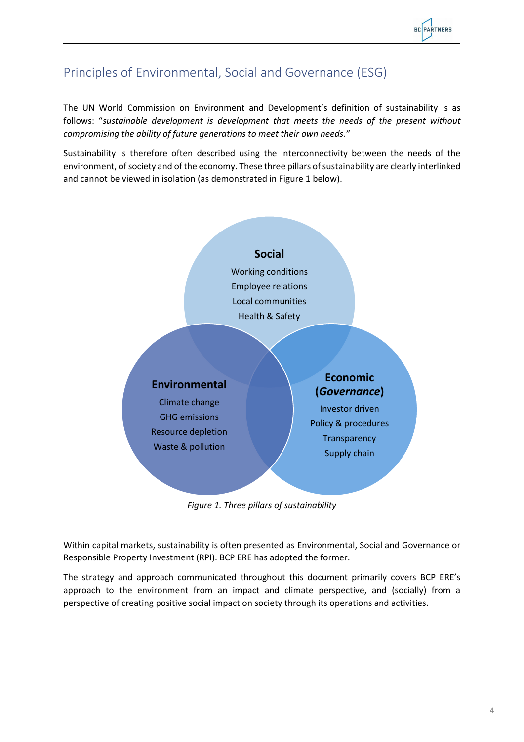## Principles of Environmental, Social and Governance (ESG)

The UN World Commission on Environment and Development's definition of sustainability is as follows: "*sustainable development is development that meets the needs of the present without compromising the ability of future generations to meet their own needs.*"

Sustainability is therefore often described using the interconnectivity between the needs of the environment, of society and of the economy. These three pillars of sustainability are clearly interlinked and cannot be viewed in isolation (as demonstrated in Figure 1 below).

**Social**
Working conditions
Employee relations
Local communities
Health & Safety

**Environmental**
Climate change
GHG emissions
Resource depletion
Waste & pollution

**Economic (*Governance*)**
Investor driven
Policy & procedures
Transparency
Supply chain

*Figure 1. Three pillars of sustainability*

Within capital markets, sustainability is often presented as Environmental, Social and Governance or Responsible Property Investment (RPI). BCP ERE has adopted the former.

The strategy and approach communicated throughout this document primarily covers BCP ERE's approach to the environment from an impact and climate perspective, and (socially) from a perspective of creating positive social impact on society through its operations and activities.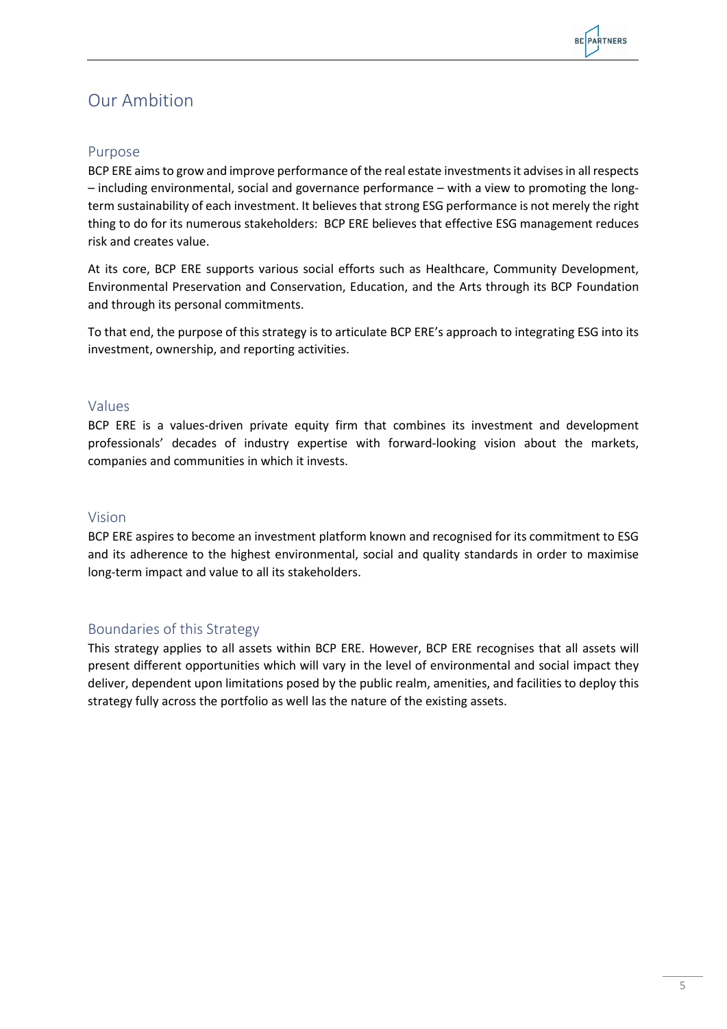# Our Ambition

## Purpose

BCP ERE aims to grow and improve performance of the real estate investments it advises in all respects – including environmental, social and governance performance – with a view to promoting the long-term sustainability of each investment. It believes that strong ESG performance is not merely the right thing to do for its numerous stakeholders: BCP ERE believes that effective ESG management reduces risk and creates value.

At its core, BCP ERE supports various social efforts such as Healthcare, Community Development, Environmental Preservation and Conservation, Education, and the Arts through its BCP Foundation and through its personal commitments.

To that end, the purpose of this strategy is to articulate BCP ERE's approach to integrating ESG into its investment, ownership, and reporting activities.

## Values

BCP ERE is a values-driven private equity firm that combines its investment and development professionals' decades of industry expertise with forward-looking vision about the markets, companies and communities in which it invests.

## Vision

BCP ERE aspires to become an investment platform known and recognised for its commitment to ESG and its adherence to the highest environmental, social and quality standards in order to maximise long-term impact and value to all its stakeholders.

## Boundaries of this Strategy

This strategy applies to all assets within BCP ERE. However, BCP ERE recognises that all assets will present different opportunities which will vary in the level of environmental and social impact they deliver, dependent upon limitations posed by the public realm, amenities, and facilities to deploy this strategy fully across the portfolio as well las the nature of the existing assets.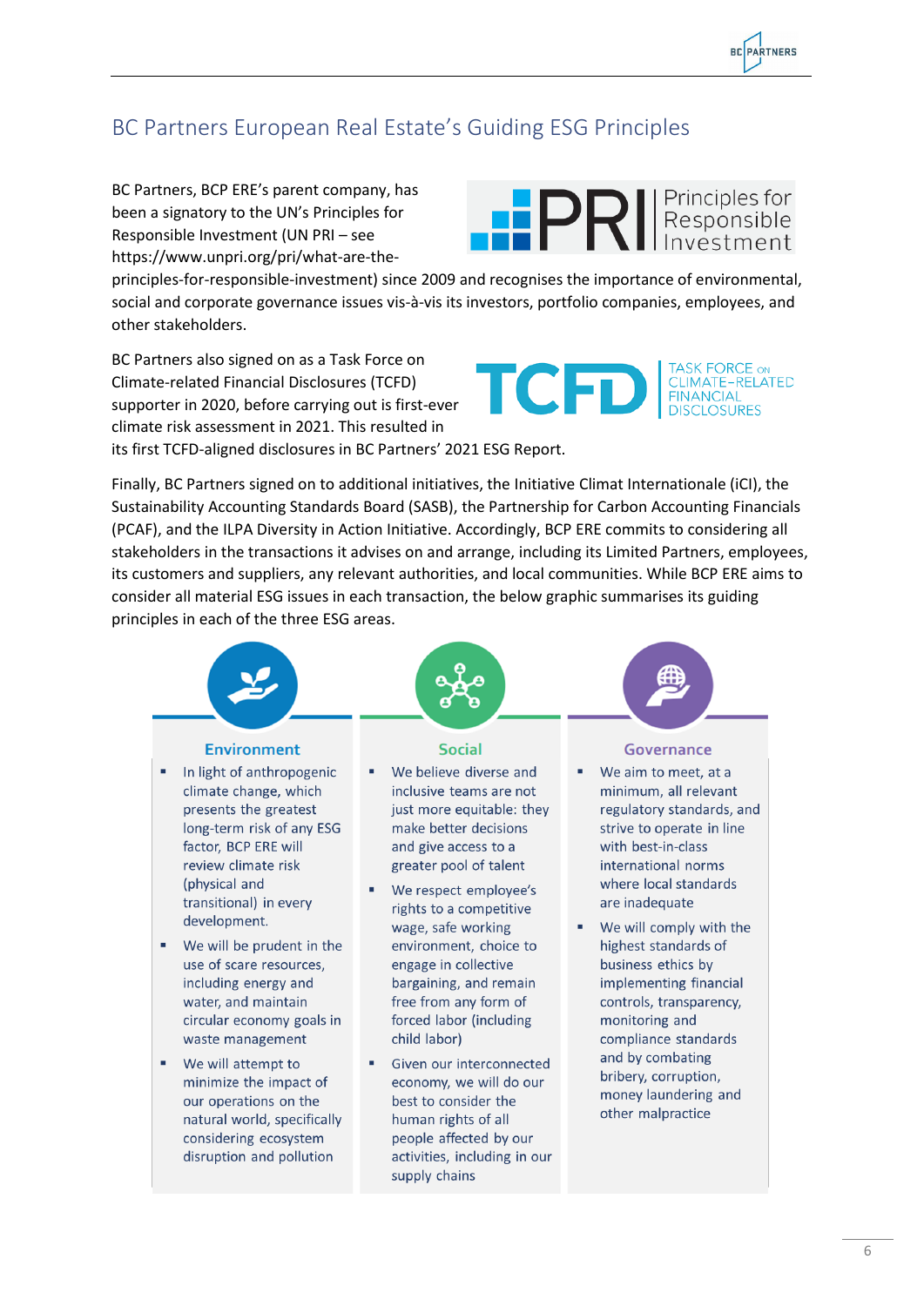## BC Partners European Real Estate's Guiding ESG Principles

BC Partners, BCP ERE's parent company, has been a signatory to the UN's Principles for Responsible Investment (UN PRI – see https://www.unpri.org/pri/what-are-the-principles-for-responsible-investment) since 2009 and recognises the importance of environmental, social and corporate governance issues vis-à-vis its investors, portfolio companies, employees, and other stakeholders.

BC Partners also signed on as a Task Force on Climate-related Financial Disclosures (TCFD) supporter in 2020, before carrying out is first-ever climate risk assessment in 2021. This resulted in its first TCFD-aligned disclosures in BC Partners' 2021 ESG Report.

Finally, BC Partners signed on to additional initiatives, the Initiative Climat Internationale (iCI), the Sustainability Accounting Standards Board (SASB), the Partnership for Carbon Accounting Financials (PCAF), and the ILPA Diversity in Action Initiative. Accordingly, BCP ERE commits to considering all stakeholders in the transactions it advises on and arrange, including its Limited Partners, employees, its customers and suppliers, any relevant authorities, and local communities. While BCP ERE aims to consider all material ESG issues in each transaction, the below graphic summarises its guiding principles in each of the three ESG areas.

### Environment

- In light of anthropogenic climate change, which presents the greatest long-term risk of any ESG factor, BCP ERE will review climate risk (physical and transitional) in every development.
- We will be prudent in the use of scare resources, including energy and water, and maintain circular economy goals in waste management
- We will attempt to minimize the impact of our operations on the natural world, specifically considering ecosystem disruption and pollution

### Social

- We believe diverse and inclusive teams are not just more equitable: they make better decisions and give access to a greater pool of talent
- We respect employee's rights to a competitive wage, safe working environment, choice to engage in collective bargaining, and remain free from any form of forced labor (including child labor)
- Given our interconnected economy, we will do our best to consider the human rights of all people affected by our activities, including in our supply chains

### Governance

- We aim to meet, at a minimum, all relevant regulatory standards, and strive to operate in line with best-in-class international norms where local standards are inadequate
- We will comply with the highest standards of business ethics by implementing financial controls, transparency, monitoring and compliance standards and by combating bribery, corruption, money laundering and other malpractice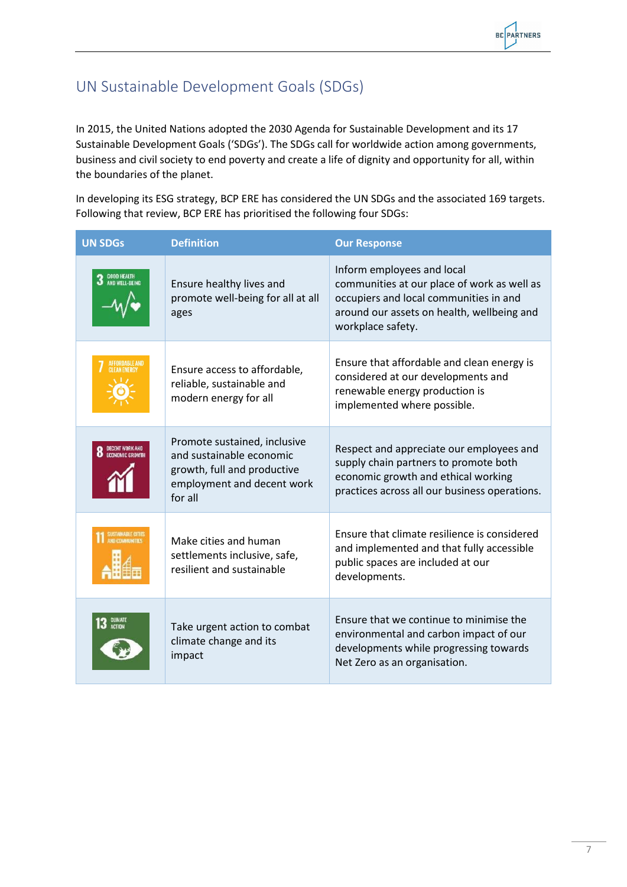## UN Sustainable Development Goals (SDGs)

In 2015, the United Nations adopted the 2030 Agenda for Sustainable Development and its 17 Sustainable Development Goals ('SDGs'). The SDGs call for worldwide action among governments, business and civil society to end poverty and create a life of dignity and opportunity for all, within the boundaries of the planet.

In developing its ESG strategy, BCP ERE has considered the UN SDGs and the associated 169 targets. Following that review, BCP ERE has prioritised the following four SDGs:

| UN SDGs | Definition | Our Response |
|---|---|---|
| 3 GOOD HEALTH AND WELL-BEING | Ensure healthy lives and promote well-being for all at all ages | Inform employees and local communities at our place of work as well as occupiers and local communities in and around our assets on health, wellbeing and workplace safety. |
| 7 AFFORDABLE AND CLEAN ENERGY | Ensure access to affordable, reliable, sustainable and modern energy for all | Ensure that affordable and clean energy is considered at our developments and renewable energy production is implemented where possible. |
| 8 DECENT WORK AND ECONOMIC GROWTH | Promote sustained, inclusive and sustainable economic growth, full and productive employment and decent work for all | Respect and appreciate our employees and supply chain partners to promote both economic growth and ethical working practices across all our business operations. |
| 11 SUSTAINABLE CITIES AND COMMUNITIES | Make cities and human settlements inclusive, safe, resilient and sustainable | Ensure that climate resilience is considered and implemented and that fully accessible public spaces are included at our developments. |
| 13 CLIMATE ACTION | Take urgent action to combat climate change and its impact | Ensure that we continue to minimise the environmental and carbon impact of our developments while progressing towards Net Zero as an organisation. |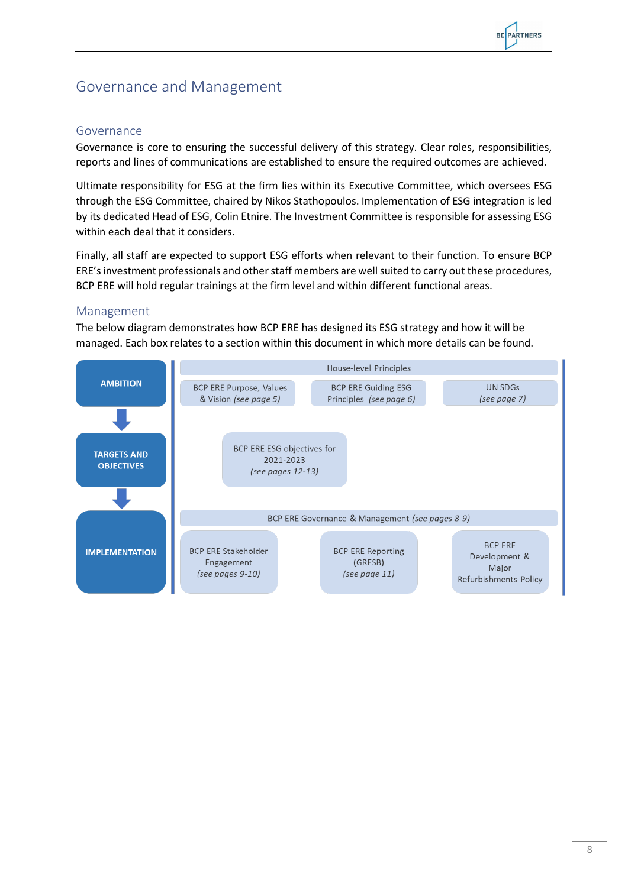# Governance and Management

## Governance

Governance is core to ensuring the successful delivery of this strategy. Clear roles, responsibilities, reports and lines of communications are established to ensure the required outcomes are achieved.

Ultimate responsibility for ESG at the firm lies within its Executive Committee, which oversees ESG through the ESG Committee, chaired by Nikos Stathopoulos. Implementation of ESG integration is led by its dedicated Head of ESG, Colin Etnire. The Investment Committee is responsible for assessing ESG within each deal that it considers.

Finally, all staff are expected to support ESG efforts when relevant to their function. To ensure BCP ERE's investment professionals and other staff members are well suited to carry out these procedures, BCP ERE will hold regular trainings at the firm level and within different functional areas.

## Management

The below diagram demonstrates how BCP ERE has designed its ESG strategy and how it will be managed. Each box relates to a section within this document in which more details can be found.

**AMBITION**

House-level Principles
- BCP ERE Purpose, Values & Vision *(see page 5)*
- BCP ERE Guiding ESG Principles *(see page 6)*
- UN SDGs *(see page 7)*

↓

**TARGETS AND OBJECTIVES**

- BCP ERE ESG objectives for 2021-2023 *(see pages 12-13)*

↓

**IMPLEMENTATION**

BCP ERE Governance & Management *(see pages 8-9)*
- BCP ERE Stakeholder Engagement *(see pages 9-10)*
- BCP ERE Reporting (GRESB) *(see page 11)*
- BCP ERE Development & Major Refurbishments Policy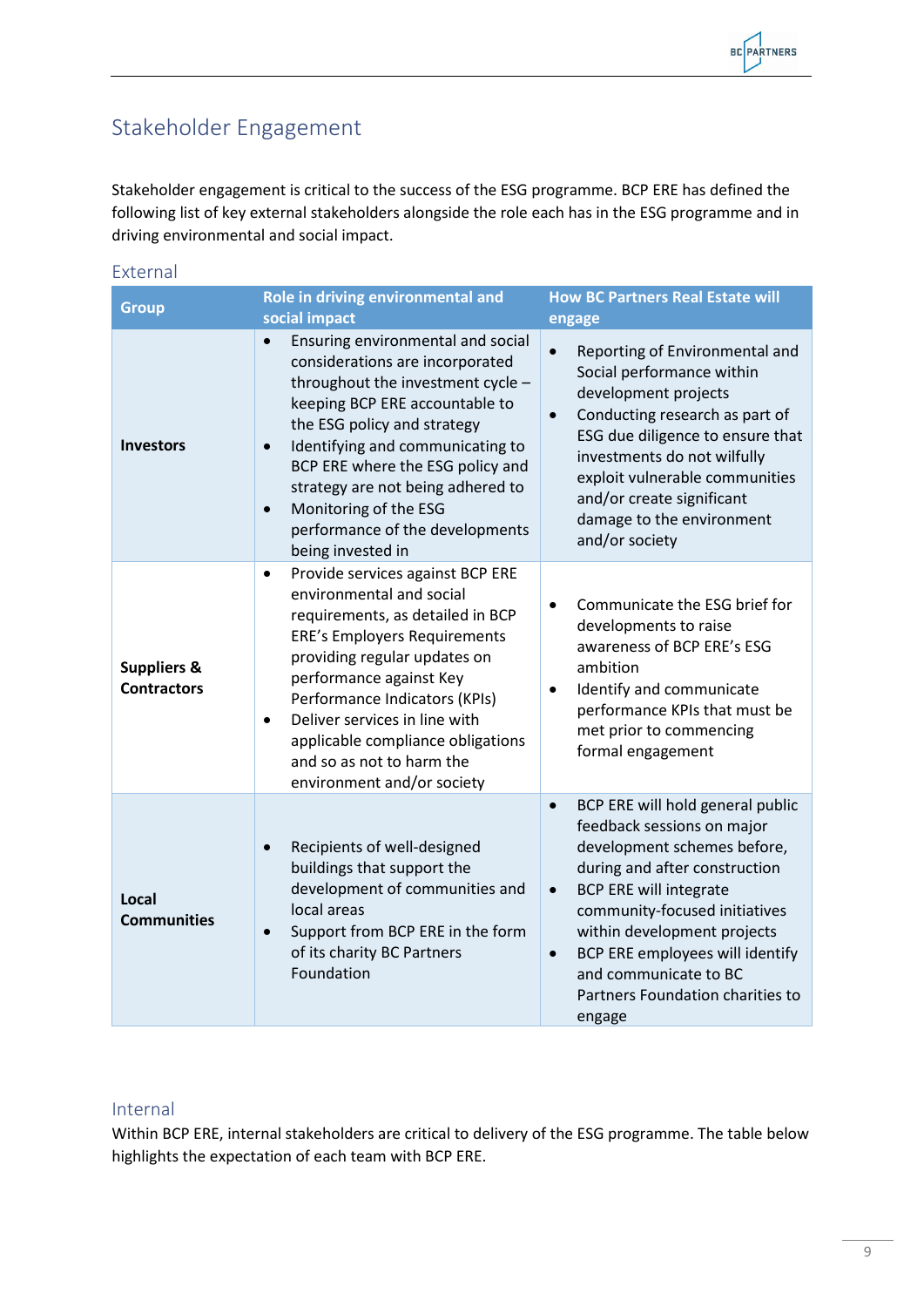## Stakeholder Engagement

Stakeholder engagement is critical to the success of the ESG programme. BCP ERE has defined the following list of key external stakeholders alongside the role each has in the ESG programme and in driving environmental and social impact.

### External

| Group | Role in driving environmental and social impact | How BC Partners Real Estate will engage |
|---|---|---|
| **Investors** | • Ensuring environmental and social considerations are incorporated throughout the investment cycle – keeping BCP ERE accountable to the ESG policy and strategy<br>• Identifying and communicating to BCP ERE where the ESG policy and strategy are not being adhered to<br>• Monitoring of the ESG performance of the developments being invested in | • Reporting of Environmental and Social performance within development projects<br>• Conducting research as part of ESG due diligence to ensure that investments do not wilfully exploit vulnerable communities and/or create significant damage to the environment and/or society |
| **Suppliers & Contractors** | • Provide services against BCP ERE environmental and social requirements, as detailed in BCP ERE's Employers Requirements providing regular updates on performance against Key Performance Indicators (KPIs)<br>• Deliver services in line with applicable compliance obligations and so as not to harm the environment and/or society | • Communicate the ESG brief for developments to raise awareness of BCP ERE's ESG ambition<br>• Identify and communicate performance KPIs that must be met prior to commencing formal engagement |
| **Local Communities** | • Recipients of well-designed buildings that support the development of communities and local areas<br>• Support from BCP ERE in the form of its charity BC Partners Foundation | • BCP ERE will hold general public feedback sessions on major development schemes before, during and after construction<br>• BCP ERE will integrate community-focused initiatives within development projects<br>• BCP ERE employees will identify and communicate to BC Partners Foundation charities to engage |

### Internal

Within BCP ERE, internal stakeholders are critical to delivery of the ESG programme. The table below highlights the expectation of each team with BCP ERE.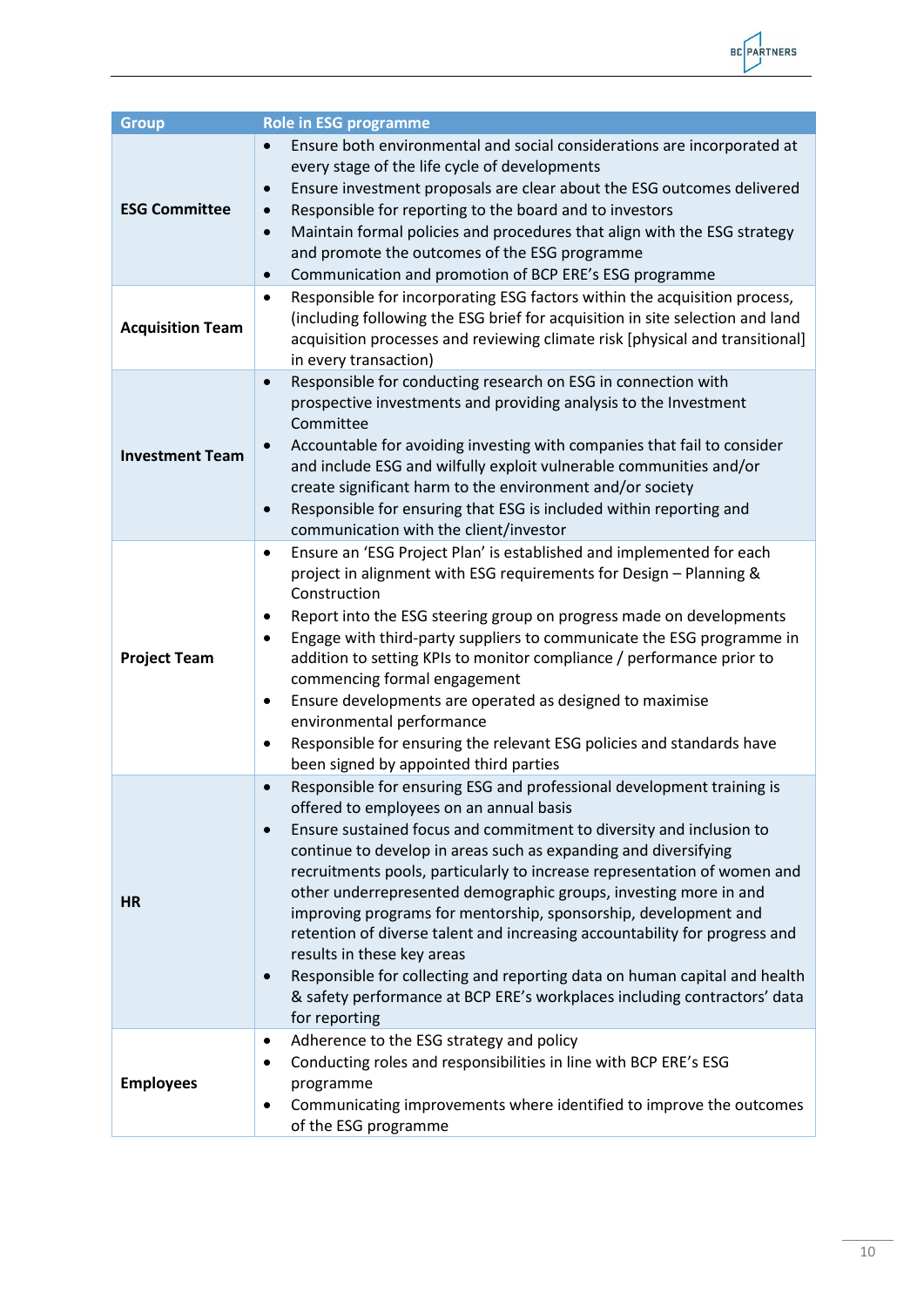| Group | Role in ESG programme |
| --- | --- |
| **ESG Committee** | • Ensure both environmental and social considerations are incorporated at every stage of the life cycle of developments<br>• Ensure investment proposals are clear about the ESG outcomes delivered<br>• Responsible for reporting to the board and to investors<br>• Maintain formal policies and procedures that align with the ESG strategy and promote the outcomes of the ESG programme<br>• Communication and promotion of BCP ERE's ESG programme |
| **Acquisition Team** | • Responsible for incorporating ESG factors within the acquisition process, (including following the ESG brief for acquisition in site selection and land acquisition processes and reviewing climate risk [physical and transitional] in every transaction) |
| **Investment Team** | • Responsible for conducting research on ESG in connection with prospective investments and providing analysis to the Investment Committee<br>• Accountable for avoiding investing with companies that fail to consider and include ESG and wilfully exploit vulnerable communities and/or create significant harm to the environment and/or society<br>• Responsible for ensuring that ESG is included within reporting and communication with the client/investor |
| **Project Team** | • Ensure an 'ESG Project Plan' is established and implemented for each project in alignment with ESG requirements for Design – Planning & Construction<br>• Report into the ESG steering group on progress made on developments<br>• Engage with third-party suppliers to communicate the ESG programme in addition to setting KPIs to monitor compliance / performance prior to commencing formal engagement<br>• Ensure developments are operated as designed to maximise environmental performance<br>• Responsible for ensuring the relevant ESG policies and standards have been signed by appointed third parties |
| **HR** | • Responsible for ensuring ESG and professional development training is offered to employees on an annual basis<br>• Ensure sustained focus and commitment to diversity and inclusion to continue to develop in areas such as expanding and diversifying recruitments pools, particularly to increase representation of women and other underrepresented demographic groups, investing more in and improving programs for mentorship, sponsorship, development and retention of diverse talent and increasing accountability for progress and results in these key areas<br>• Responsible for collecting and reporting data on human capital and health & safety performance at BCP ERE's workplaces including contractors' data for reporting |
| **Employees** | • Adherence to the ESG strategy and policy<br>• Conducting roles and responsibilities in line with BCP ERE's ESG programme<br>• Communicating improvements where identified to improve the outcomes of the ESG programme |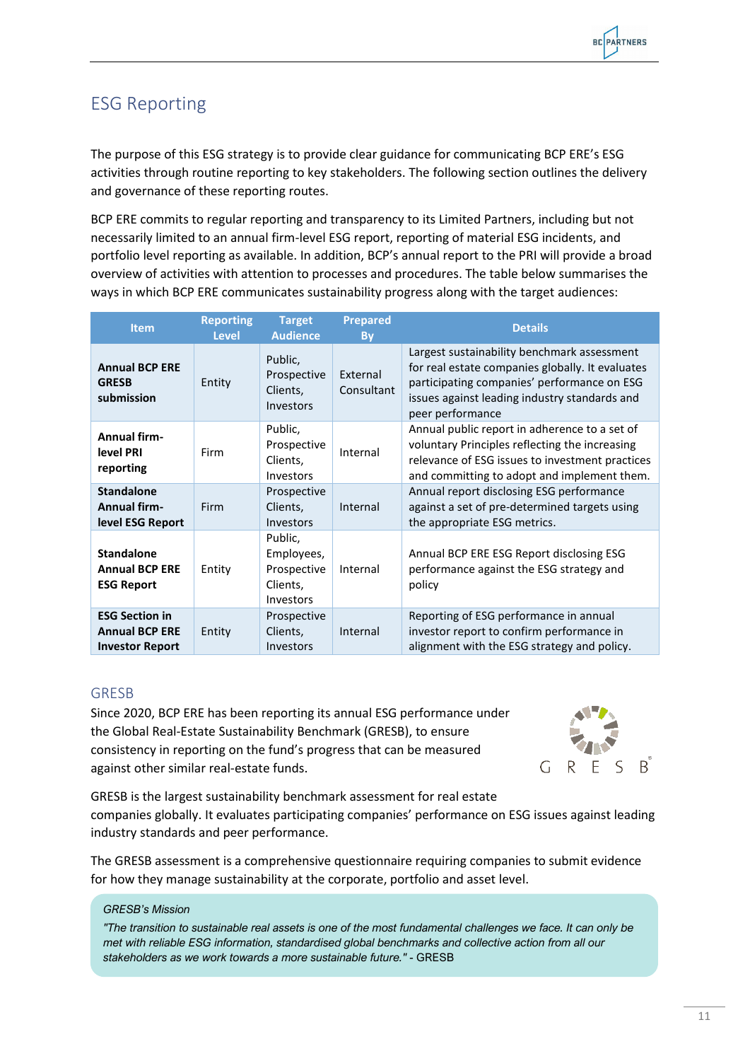## ESG Reporting

The purpose of this ESG strategy is to provide clear guidance for communicating BCP ERE's ESG activities through routine reporting to key stakeholders. The following section outlines the delivery and governance of these reporting routes.

BCP ERE commits to regular reporting and transparency to its Limited Partners, including but not necessarily limited to an annual firm-level ESG report, reporting of material ESG incidents, and portfolio level reporting as available. In addition, BCP's annual report to the PRI will provide a broad overview of activities with attention to processes and procedures. The table below summarises the ways in which BCP ERE communicates sustainability progress along with the target audiences:

| Item | Reporting Level | Target Audience | Prepared By | Details |
|---|---|---|---|---|
| **Annual BCP ERE GRESB submission** | Entity | Public, Prospective Clients, Investors | External Consultant | Largest sustainability benchmark assessment for real estate companies globally. It evaluates participating companies' performance on ESG issues against leading industry standards and peer performance |
| **Annual firm-level PRI reporting** | Firm | Public, Prospective Clients, Investors | Internal | Annual public report in adherence to a set of voluntary Principles reflecting the increasing relevance of ESG issues to investment practices and committing to adopt and implement them. |
| **Standalone Annual firm-level ESG Report** | Firm | Prospective Clients, Investors | Internal | Annual report disclosing ESG performance against a set of pre-determined targets using the appropriate ESG metrics. |
| **Standalone Annual BCP ERE ESG Report** | Entity | Public, Employees, Prospective Clients, Investors | Internal | Annual BCP ERE ESG Report disclosing ESG performance against the ESG strategy and policy |
| **ESG Section in Annual BCP ERE Investor Report** | Entity | Prospective Clients, Investors | Internal | Reporting of ESG performance in annual investor report to confirm performance in alignment with the ESG strategy and policy. |

### GRESB

Since 2020, BCP ERE has been reporting its annual ESG performance under the Global Real-Estate Sustainability Benchmark (GRESB), to ensure consistency in reporting on the fund's progress that can be measured against other similar real-estate funds.

GRESB is the largest sustainability benchmark assessment for real estate companies globally. It evaluates participating companies' performance on ESG issues against leading industry standards and peer performance.

The GRESB assessment is a comprehensive questionnaire requiring companies to submit evidence for how they manage sustainability at the corporate, portfolio and asset level.

> *GRESB's Mission*
>
> *"The transition to sustainable real assets is one of the most fundamental challenges we face. It can only be met with reliable ESG information, standardised global benchmarks and collective action from all our stakeholders as we work towards a more sustainable future."* - GRESB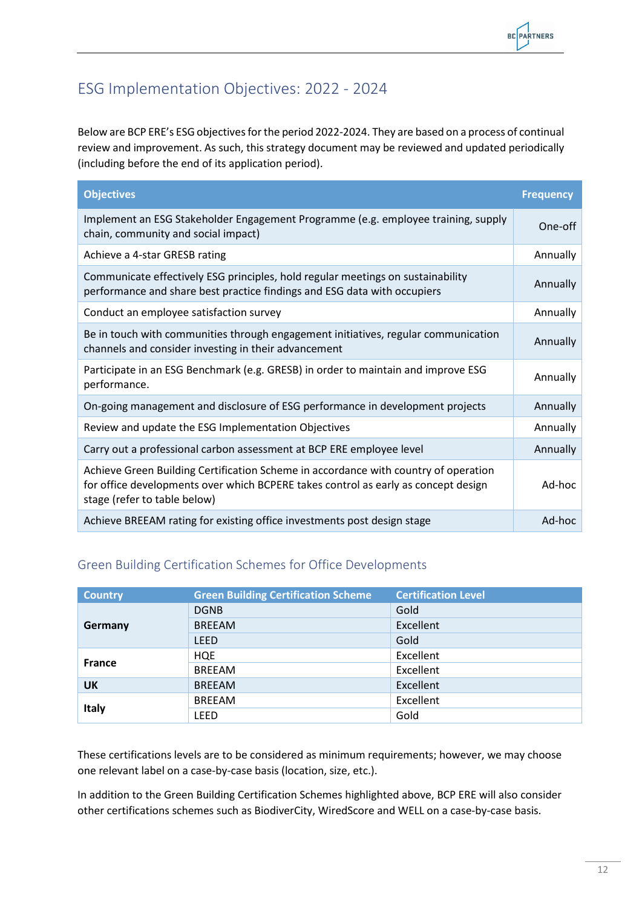## ESG Implementation Objectives: 2022 - 2024

Below are BCP ERE's ESG objectives for the period 2022-2024. They are based on a process of continual review and improvement. As such, this strategy document may be reviewed and updated periodically (including before the end of its application period).

| Objectives | Frequency |
|---|---|
| Implement an ESG Stakeholder Engagement Programme (e.g. employee training, supply chain, community and social impact) | One-off |
| Achieve a 4-star GRESB rating | Annually |
| Communicate effectively ESG principles, hold regular meetings on sustainability performance and share best practice findings and ESG data with occupiers | Annually |
| Conduct an employee satisfaction survey | Annually |
| Be in touch with communities through engagement initiatives, regular communication channels and consider investing in their advancement | Annually |
| Participate in an ESG Benchmark (e.g. GRESB) in order to maintain and improve ESG performance. | Annually |
| On-going management and disclosure of ESG performance in development projects | Annually |
| Review and update the ESG Implementation Objectives | Annually |
| Carry out a professional carbon assessment at BCP ERE employee level | Annually |
| Achieve Green Building Certification Scheme in accordance with country of operation for office developments over which BCPERE takes control as early as concept design stage (refer to table below) | Ad-hoc |
| Achieve BREEAM rating for existing office investments post design stage | Ad-hoc |

### Green Building Certification Schemes for Office Developments

| Country | Green Building Certification Scheme | Certification Level |
|---|---|---|
| **Germany** | DGNB | Gold |
| | BREEAM | Excellent |
| | LEED | Gold |
| **France** | HQE | Excellent |
| | BREEAM | Excellent |
| **UK** | BREEAM | Excellent |
| **Italy** | BREEAM | Excellent |
| | LEED | Gold |

These certifications levels are to be considered as minimum requirements; however, we may choose one relevant label on a case-by-case basis (location, size, etc.).

In addition to the Green Building Certification Schemes highlighted above, BCP ERE will also consider other certifications schemes such as BiodiverCity, WiredScore and WELL on a case-by-case basis.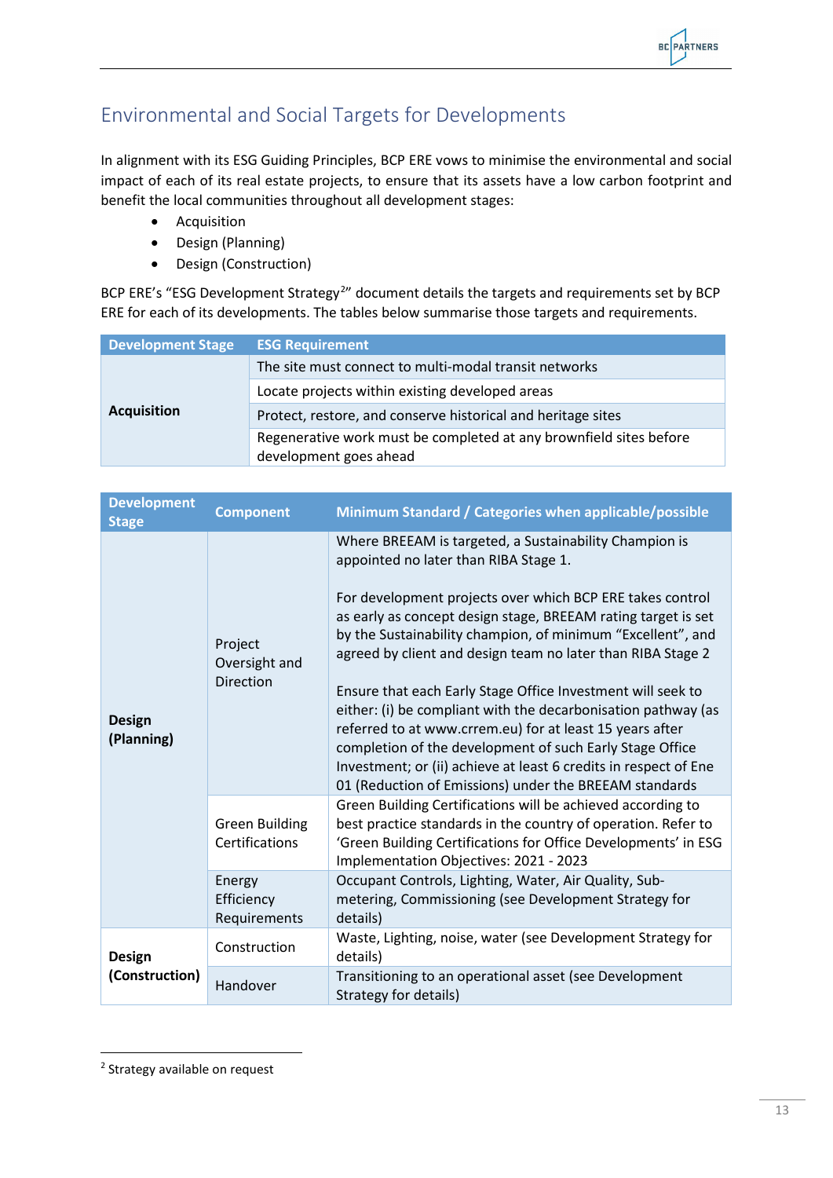## Environmental and Social Targets for Developments

In alignment with its ESG Guiding Principles, BCP ERE vows to minimise the environmental and social impact of each of its real estate projects, to ensure that its assets have a low carbon footprint and benefit the local communities throughout all development stages:

- Acquisition
- Design (Planning)
- Design (Construction)

BCP ERE's "ESG Development Strategy[2]" document details the targets and requirements set by BCP ERE for each of its developments. The tables below summarise those targets and requirements.

| Development Stage | ESG Requirement |
|---|---|
| **Acquisition** | The site must connect to multi-modal transit networks |
| | Locate projects within existing developed areas |
| | Protect, restore, and conserve historical and heritage sites |
| | Regenerative work must be completed at any brownfield sites before development goes ahead |

| Development Stage | Component | Minimum Standard / Categories when applicable/possible |
|---|---|---|
| **Design (Planning)** | Project Oversight and Direction | Where BREEAM is targeted, a Sustainability Champion is appointed no later than RIBA Stage 1.<br><br>For development projects over which BCP ERE takes control as early as concept design stage, BREEAM rating target is set by the Sustainability champion, of minimum "Excellent", and agreed by client and design team no later than RIBA Stage 2<br><br>Ensure that each Early Stage Office Investment will seek to either: (i) be compliant with the decarbonisation pathway (as referred to at www.crrem.eu) for at least 15 years after completion of the development of such Early Stage Office Investment; or (ii) achieve at least 6 credits in respect of Ene 01 (Reduction of Emissions) under the BREEAM standards |
| | Green Building Certifications | Green Building Certifications will be achieved according to best practice standards in the country of operation. Refer to 'Green Building Certifications for Office Developments' in ESG Implementation Objectives: 2021 - 2023 |
| | Energy Efficiency Requirements | Occupant Controls, Lighting, Water, Air Quality, Sub-metering, Commissioning (see Development Strategy for details) |
| **Design (Construction)** | Construction | Waste, Lighting, noise, water (see Development Strategy for details) |
| | Handover | Transitioning to an operational asset (see Development Strategy for details) |

[2] Strategy available on request